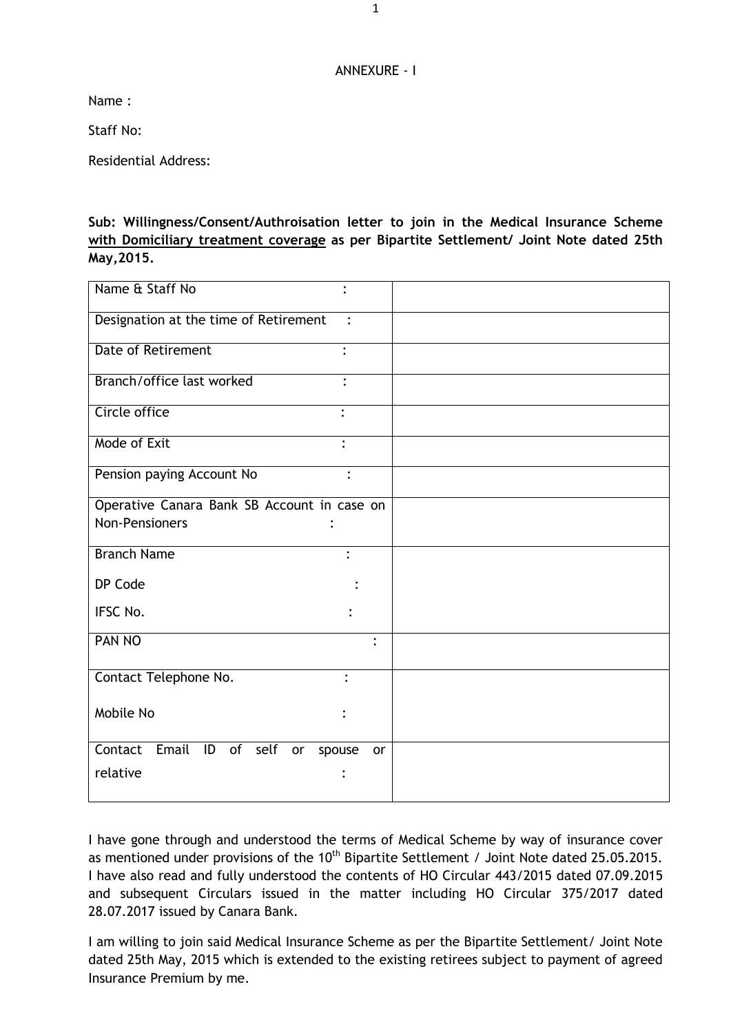ANNEXURE - I

Name :

Staff No:

Residential Address:

**Sub: Willingness/Consent/Authroisation letter to join in the Medical Insurance Scheme <u>with Domiciliary treatment coverage</u> as per Bipartite Settlement/ Joint Note dated 25th May,2015.**

| | |
|---|---|
| Name & Staff No : | |
| Designation at the time of Retirement : | |
| Date of Retirement : | |
| Branch/office last worked : | |
| Circle office : | |
| Mode of Exit : | |
| Pension paying Account No : | |
| Operative Canara Bank SB Account in case on Non-Pensioners : | |
| Branch Name :<br>DP Code :<br>IFSC No. : | |
| PAN NO : | |
| Contact Telephone No. :<br>Mobile No : | |
| Contact Email ID of self or spouse or relative : | |

I have gone through and understood the terms of Medical Scheme by way of insurance cover as mentioned under provisions of the 10th Bipartite Settlement / Joint Note dated 25.05.2015. I have also read and fully understood the contents of HO Circular 443/2015 dated 07.09.2015 and subsequent Circulars issued in the matter including HO Circular 375/2017 dated 28.07.2017 issued by Canara Bank.

I am willing to join said Medical Insurance Scheme as per the Bipartite Settlement/ Joint Note dated 25th May, 2015 which is extended to the existing retirees subject to payment of agreed Insurance Premium by me.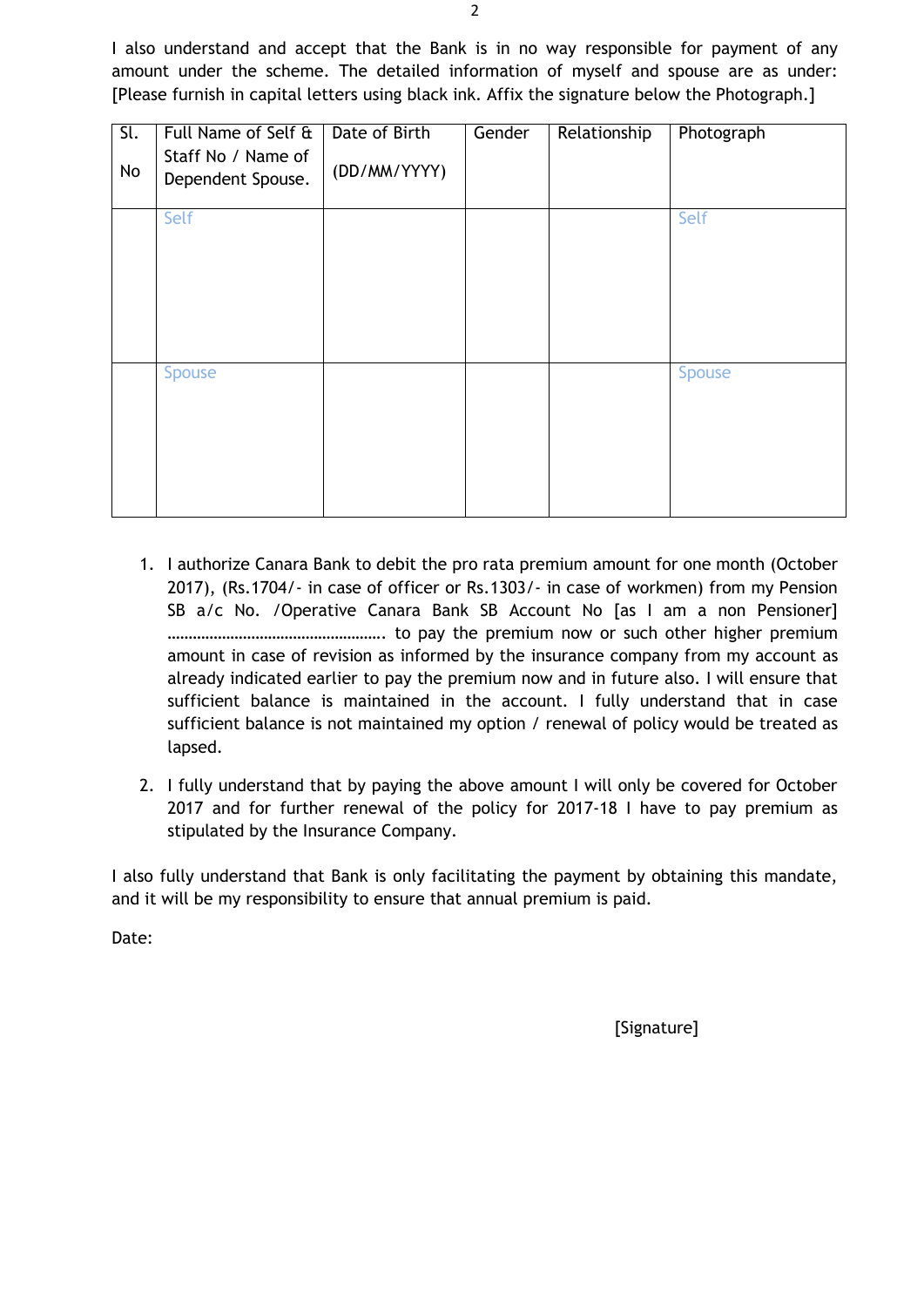I also understand and accept that the Bank is in no way responsible for payment of any amount under the scheme. The detailed information of myself and spouse are as under: [Please furnish in capital letters using black ink. Affix the signature below the Photograph.]

| Sl. No | Full Name of Self & Staff No / Name of Dependent Spouse. | Date of Birth (DD/MM/YYYY) | Gender | Relationship | Photograph |
|---|---|---|---|---|---|
| | Self | | | | Self |
| | Spouse | | | | Spouse |

1. I authorize Canara Bank to debit the pro rata premium amount for one month (October 2017), (Rs.1704/- in case of officer or Rs.1303/- in case of workmen) from my Pension SB a/c No. /Operative Canara Bank SB Account No [as I am a non Pensioner] ……………………………………………. to pay the premium now or such other higher premium amount in case of revision as informed by the insurance company from my account as already indicated earlier to pay the premium now and in future also. I will ensure that sufficient balance is maintained in the account. I fully understand that in case sufficient balance is not maintained my option / renewal of policy would be treated as lapsed.
2. I fully understand that by paying the above amount I will only be covered for October 2017 and for further renewal of the policy for 2017-18 I have to pay premium as stipulated by the Insurance Company.

I also fully understand that Bank is only facilitating the payment by obtaining this mandate, and it will be my responsibility to ensure that annual premium is paid.

Date:

[Signature]